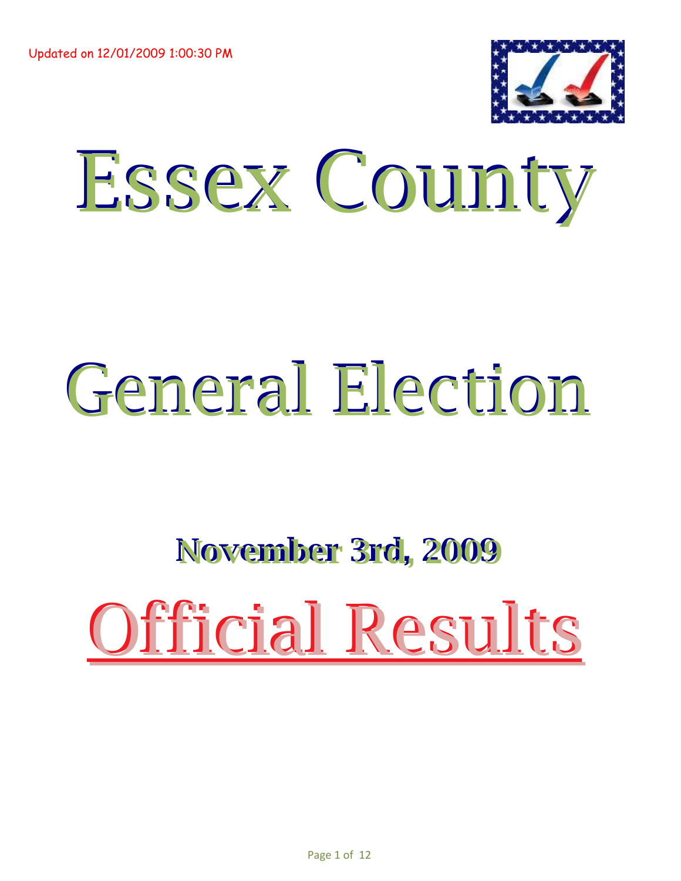Updated on 12/01/2009 1:00:30 PM

# Essex County

# General Election

## November 3rd, 2009

# Official Results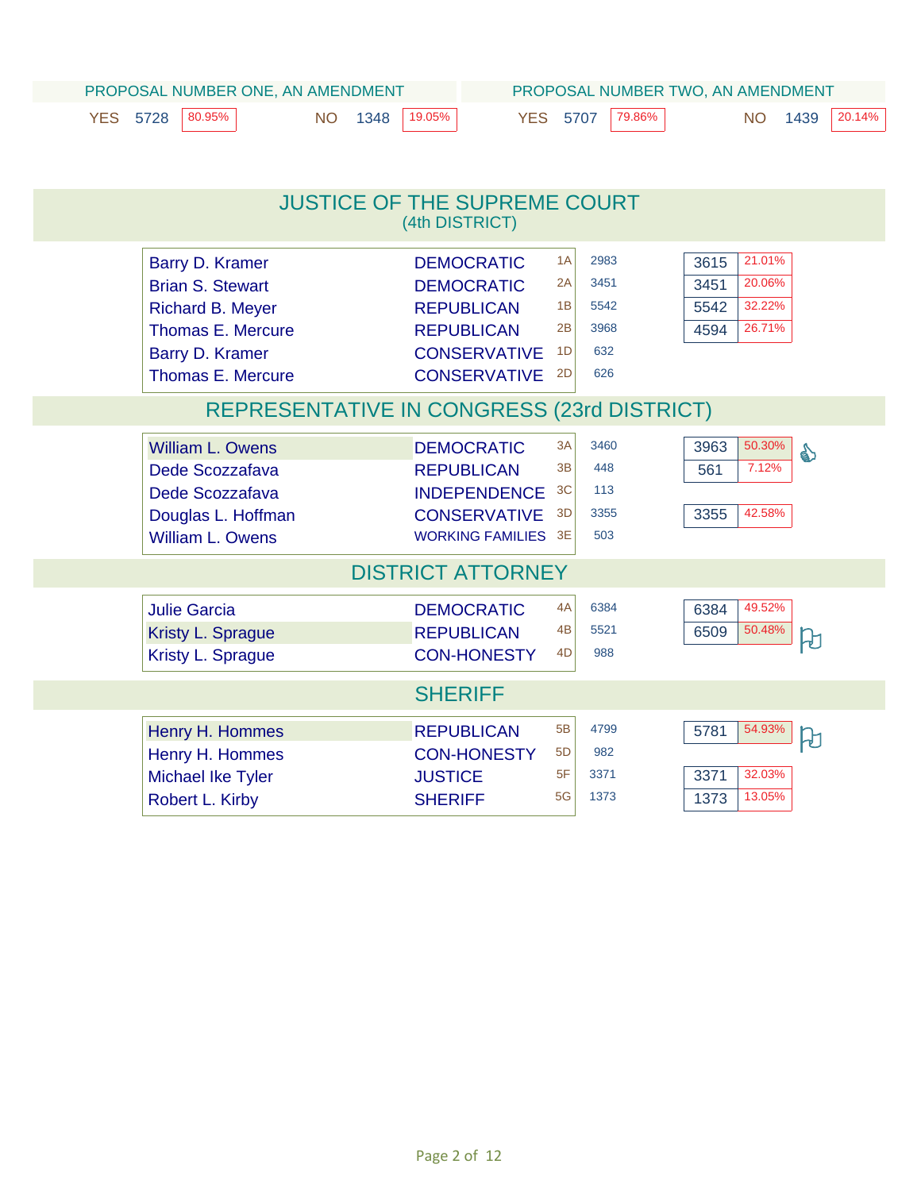| PROPOSAL NUMBER ONE, AN AMENDMENT | | | | | |
|---|---|---|---|---|---|
| YES | 5728 | 80.95% | NO | 1348 | 19.05% |

| PROPOSAL NUMBER TWO, AN AMENDMENT | | | | | |
|---|---|---|---|---|---|
| YES | 5707 | 79.86% | NO | 1439 | 20.14% |

## JUSTICE OF THE SUPREME COURT
(4th DISTRICT)

| Candidate | Party | Line | Votes | Total | Percent |
|---|---|---|---|---|---|
| Barry D. Kramer | DEMOCRATIC | 1A | 2983 | 3615 | 21.01% |
| Brian S. Stewart | DEMOCRATIC | 2A | 3451 | 3451 | 20.06% |
| Richard B. Meyer | REPUBLICAN | 1B | 5542 | 5542 | 32.22% |
| Thomas E. Mercure | REPUBLICAN | 2B | 3968 | 4594 | 26.71% |
| Barry D. Kramer | CONSERVATIVE | 1D | 632 | | |
| Thomas E. Mercure | CONSERVATIVE | 2D | 626 | | |

## REPRESENTATIVE IN CONGRESS (23rd DISTRICT)

| Candidate | Party | Line | Votes | Total | Percent |
|---|---|---|---|---|---|
| William L. Owens | DEMOCRATIC | 3A | 3460 | 3963 | 50.30% |
| Dede Scozzafava | REPUBLICAN | 3B | 448 | 561 | 7.12% |
| Dede Scozzafava | INDEPENDENCE | 3C | 113 | | |
| Douglas L. Hoffman | CONSERVATIVE | 3D | 3355 | 3355 | 42.58% |
| William L. Owens | WORKING FAMILIES | 3E | 503 | | |

## DISTRICT ATTORNEY

| Candidate | Party | Line | Votes | Total | Percent |
|---|---|---|---|---|---|
| Julie Garcia | DEMOCRATIC | 4A | 6384 | 6384 | 49.52% |
| Kristy L. Sprague | REPUBLICAN | 4B | 5521 | 6509 | 50.48% |
| Kristy L. Sprague | CON-HONESTY | 4D | 988 | | |

## SHERIFF

| Candidate | Party | Line | Votes | Total | Percent |
|---|---|---|---|---|---|
| Henry H. Hommes | REPUBLICAN | 5B | 4799 | 5781 | 54.93% |
| Henry H. Hommes | CON-HONESTY | 5D | 982 | | |
| Michael Ike Tyler | JUSTICE | 5F | 3371 | 3371 | 32.03% |
| Robert L. Kirby | SHERIFF | 5G | 1373 | 1373 | 13.05% |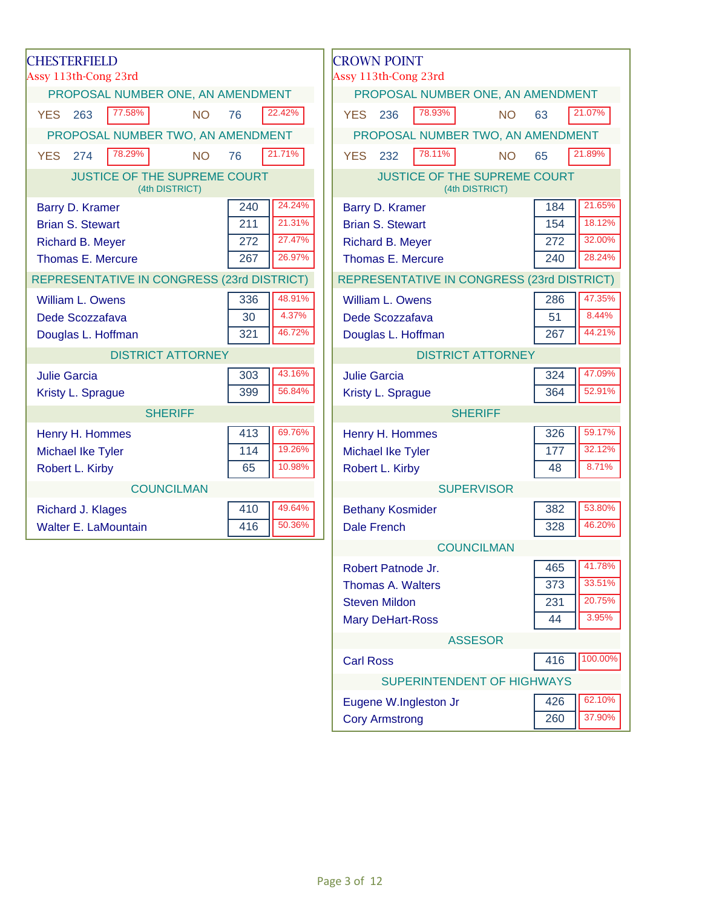## CHESTERFIELD

Assy 113th-Cong 23rd

### PROPOSAL NUMBER ONE, AN AMENDMENT

| | Votes | % |
|---|---|---|
| YES | 263 | 77.58% |
| NO | 76 | 22.42% |

### PROPOSAL NUMBER TWO, AN AMENDMENT

| | Votes | % |
|---|---|---|
| YES | 274 | 78.29% |
| NO | 76 | 21.71% |

### JUSTICE OF THE SUPREME COURT (4th DISTRICT)

| Candidate | Votes | % |
|---|---|---|
| Barry D. Kramer | 240 | 24.24% |
| Brian S. Stewart | 211 | 21.31% |
| Richard B. Meyer | 272 | 27.47% |
| Thomas E. Mercure | 267 | 26.97% |

### REPRESENTATIVE IN CONGRESS (23rd DISTRICT)

| Candidate | Votes | % |
|---|---|---|
| William L. Owens | 336 | 48.91% |
| Dede Scozzafava | 30 | 4.37% |
| Douglas L. Hoffman | 321 | 46.72% |

### DISTRICT ATTORNEY

| Candidate | Votes | % |
|---|---|---|
| Julie Garcia | 303 | 43.16% |
| Kristy L. Sprague | 399 | 56.84% |

### SHERIFF

| Candidate | Votes | % |
|---|---|---|
| Henry H. Hommes | 413 | 69.76% |
| Michael Ike Tyler | 114 | 19.26% |
| Robert L. Kirby | 65 | 10.98% |

### COUNCILMAN

| Candidate | Votes | % |
|---|---|---|
| Richard J. Klages | 410 | 49.64% |
| Walter E. LaMountain | 416 | 50.36% |

## CROWN POINT

Assy 113th-Cong 23rd

### PROPOSAL NUMBER ONE, AN AMENDMENT

| | Votes | % |
|---|---|---|
| YES | 236 | 78.93% |
| NO | 63 | 21.07% |

### PROPOSAL NUMBER TWO, AN AMENDMENT

| | Votes | % |
|---|---|---|
| YES | 232 | 78.11% |
| NO | 65 | 21.89% |

### JUSTICE OF THE SUPREME COURT (4th DISTRICT)

| Candidate | Votes | % |
|---|---|---|
| Barry D. Kramer | 184 | 21.65% |
| Brian S. Stewart | 154 | 18.12% |
| Richard B. Meyer | 272 | 32.00% |
| Thomas E. Mercure | 240 | 28.24% |

### REPRESENTATIVE IN CONGRESS (23rd DISTRICT)

| Candidate | Votes | % |
|---|---|---|
| William L. Owens | 286 | 47.35% |
| Dede Scozzafava | 51 | 8.44% |
| Douglas L. Hoffman | 267 | 44.21% |

### DISTRICT ATTORNEY

| Candidate | Votes | % |
|---|---|---|
| Julie Garcia | 324 | 47.09% |
| Kristy L. Sprague | 364 | 52.91% |

### SHERIFF

| Candidate | Votes | % |
|---|---|---|
| Henry H. Hommes | 326 | 59.17% |
| Michael Ike Tyler | 177 | 32.12% |
| Robert L. Kirby | 48 | 8.71% |

### SUPERVISOR

| Candidate | Votes | % |
|---|---|---|
| Bethany Kosmider | 382 | 53.80% |
| Dale French | 328 | 46.20% |

### COUNCILMAN

| Candidate | Votes | % |
|---|---|---|
| Robert Patnode Jr. | 465 | 41.78% |
| Thomas A. Walters | 373 | 33.51% |
| Steven Mildon | 231 | 20.75% |
| Mary DeHart-Ross | 44 | 3.95% |

### ASSESOR

| Candidate | Votes | % |
|---|---|---|
| Carl Ross | 416 | 100.00% |

### SUPERINTENDENT OF HIGHWAYS

| Candidate | Votes | % |
|---|---|---|
| Eugene W.Ingleston Jr | 426 | 62.10% |
| Cory Armstrong | 260 | 37.90% |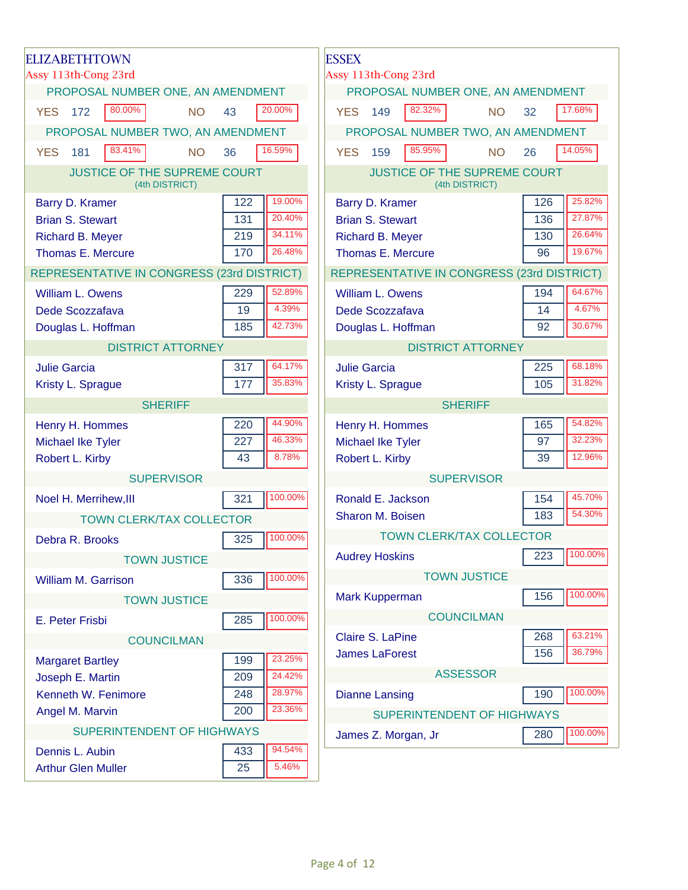## ELIZABETHTOWN

Assy 113th-Cong 23rd

### PROPOSAL NUMBER ONE, AN AMENDMENT

| | Votes | Percent |
|---|---|---|
| YES | 172 | 80.00% |
| NO | 43 | 20.00% |

### PROPOSAL NUMBER TWO, AN AMENDMENT

| | Votes | Percent |
|---|---|---|
| YES | 181 | 83.41% |
| NO | 36 | 16.59% |

### JUSTICE OF THE SUPREME COURT (4th DISTRICT)

| Candidate | Votes | Percent |
|---|---|---|
| Barry D. Kramer | 122 | 19.00% |
| Brian S. Stewart | 131 | 20.40% |
| Richard B. Meyer | 219 | 34.11% |
| Thomas E. Mercure | 170 | 26.48% |

### REPRESENTATIVE IN CONGRESS (23rd DISTRICT)

| Candidate | Votes | Percent |
|---|---|---|
| William L. Owens | 229 | 52.89% |
| Dede Scozzafava | 19 | 4.39% |
| Douglas L. Hoffman | 185 | 42.73% |

### DISTRICT ATTORNEY

| Candidate | Votes | Percent |
|---|---|---|
| Julie Garcia | 317 | 64.17% |
| Kristy L. Sprague | 177 | 35.83% |

### SHERIFF

| Candidate | Votes | Percent |
|---|---|---|
| Henry H. Hommes | 220 | 44.90% |
| Michael Ike Tyler | 227 | 46.33% |
| Robert L. Kirby | 43 | 8.78% |

### SUPERVISOR

| Candidate | Votes | Percent |
|---|---|---|
| Noel H. Merrihew,III | 321 | 100.00% |

### TOWN CLERK/TAX COLLECTOR

| Candidate | Votes | Percent |
|---|---|---|
| Debra R. Brooks | 325 | 100.00% |

### TOWN JUSTICE

| Candidate | Votes | Percent |
|---|---|---|
| William M. Garrison | 336 | 100.00% |

### TOWN JUSTICE

| Candidate | Votes | Percent |
|---|---|---|
| E. Peter Frisbi | 285 | 100.00% |

### COUNCILMAN

| Candidate | Votes | Percent |
|---|---|---|
| Margaret Bartley | 199 | 23.25% |
| Joseph E. Martin | 209 | 24.42% |
| Kenneth W. Fenimore | 248 | 28.97% |
| Angel M. Marvin | 200 | 23.36% |

### SUPERINTENDENT OF HIGHWAYS

| Candidate | Votes | Percent |
|---|---|---|
| Dennis L. Aubin | 433 | 94.54% |
| Arthur Glen Muller | 25 | 5.46% |

## ESSEX

Assy 113th-Cong 23rd

### PROPOSAL NUMBER ONE, AN AMENDMENT

| | Votes | Percent |
|---|---|---|
| YES | 149 | 82.32% |
| NO | 32 | 17.68% |

### PROPOSAL NUMBER TWO, AN AMENDMENT

| | Votes | Percent |
|---|---|---|
| YES | 159 | 85.95% |
| NO | 26 | 14.05% |

### JUSTICE OF THE SUPREME COURT (4th DISTRICT)

| Candidate | Votes | Percent |
|---|---|---|
| Barry D. Kramer | 126 | 25.82% |
| Brian S. Stewart | 136 | 27.87% |
| Richard B. Meyer | 130 | 26.64% |
| Thomas E. Mercure | 96 | 19.67% |

### REPRESENTATIVE IN CONGRESS (23rd DISTRICT)

| Candidate | Votes | Percent |
|---|---|---|
| William L. Owens | 194 | 64.67% |
| Dede Scozzafava | 14 | 4.67% |
| Douglas L. Hoffman | 92 | 30.67% |

### DISTRICT ATTORNEY

| Candidate | Votes | Percent |
|---|---|---|
| Julie Garcia | 225 | 68.18% |
| Kristy L. Sprague | 105 | 31.82% |

### SHERIFF

| Candidate | Votes | Percent |
|---|---|---|
| Henry H. Hommes | 165 | 54.82% |
| Michael Ike Tyler | 97 | 32.23% |
| Robert L. Kirby | 39 | 12.96% |

### SUPERVISOR

| Candidate | Votes | Percent |
|---|---|---|
| Ronald E. Jackson | 154 | 45.70% |
| Sharon M. Boisen | 183 | 54.30% |

### TOWN CLERK/TAX COLLECTOR

| Candidate | Votes | Percent |
|---|---|---|
| Audrey Hoskins | 223 | 100.00% |

### TOWN JUSTICE

| Candidate | Votes | Percent |
|---|---|---|
| Mark Kupperman | 156 | 100.00% |

### COUNCILMAN

| Candidate | Votes | Percent |
|---|---|---|
| Claire S. LaPine | 268 | 63.21% |
| James LaForest | 156 | 36.79% |

### ASSESSOR

| Candidate | Votes | Percent |
|---|---|---|
| Dianne Lansing | 190 | 100.00% |

### SUPERINTENDENT OF HIGHWAYS

| Candidate | Votes | Percent |
|---|---|---|
| James Z. Morgan, Jr | 280 | 100.00% |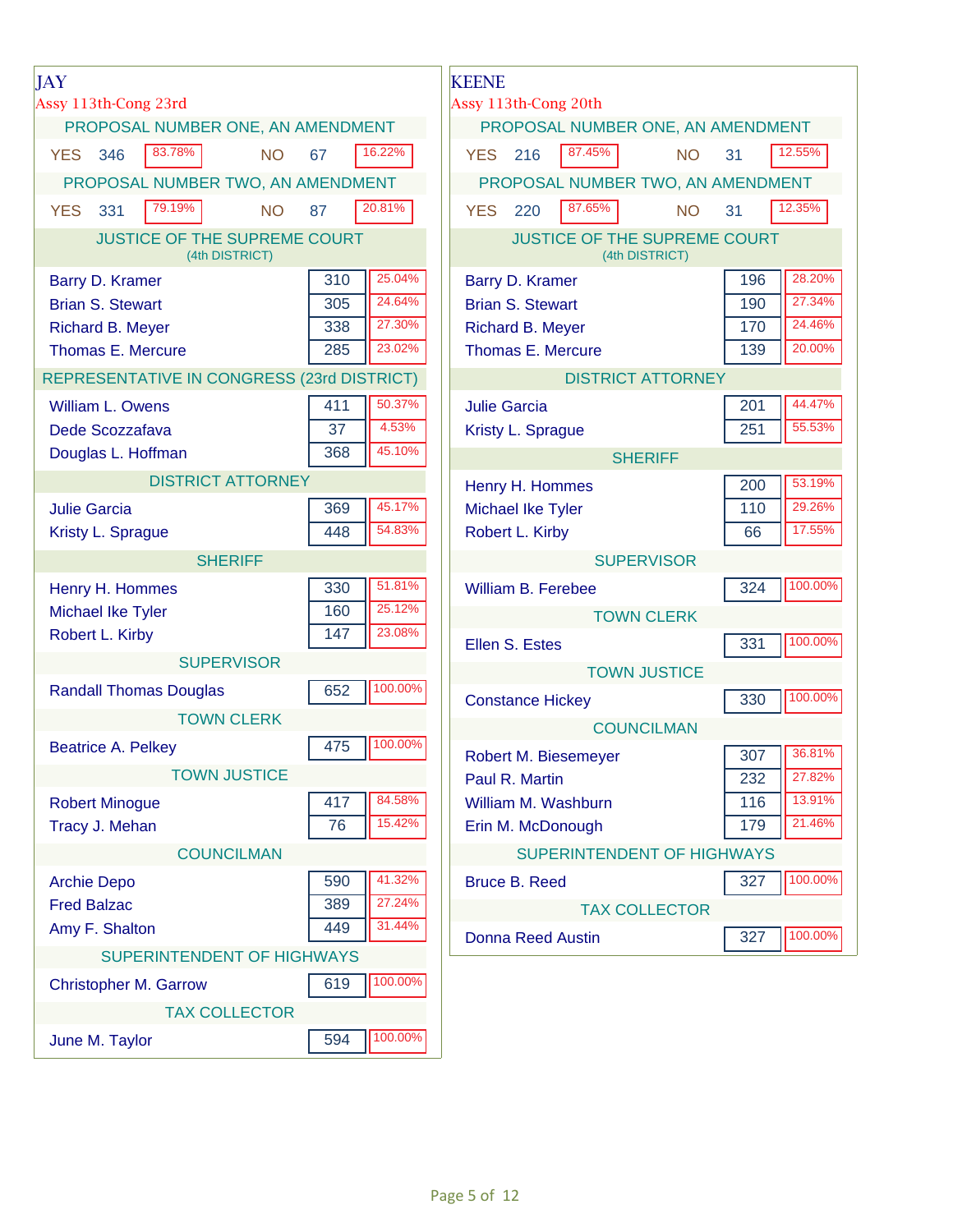## JAY

Assy 113th-Cong 23rd

### PROPOSAL NUMBER ONE, AN AMENDMENT

| | Votes | % |
|---|---|---|
| YES | 346 | 83.78% |
| NO | 67 | 16.22% |

### PROPOSAL NUMBER TWO, AN AMENDMENT

| | Votes | % |
|---|---|---|
| YES | 331 | 79.19% |
| NO | 87 | 20.81% |

### JUSTICE OF THE SUPREME COURT (4th DISTRICT)

| Candidate | Votes | % |
|---|---|---|
| Barry D. Kramer | 310 | 25.04% |
| Brian S. Stewart | 305 | 24.64% |
| Richard B. Meyer | 338 | 27.30% |
| Thomas E. Mercure | 285 | 23.02% |

### REPRESENTATIVE IN CONGRESS (23rd DISTRICT)

| Candidate | Votes | % |
|---|---|---|
| William L. Owens | 411 | 50.37% |
| Dede Scozzafava | 37 | 4.53% |
| Douglas L. Hoffman | 368 | 45.10% |

### DISTRICT ATTORNEY

| Candidate | Votes | % |
|---|---|---|
| Julie Garcia | 369 | 45.17% |
| Kristy L. Sprague | 448 | 54.83% |

### SHERIFF

| Candidate | Votes | % |
|---|---|---|
| Henry H. Hommes | 330 | 51.81% |
| Michael Ike Tyler | 160 | 25.12% |
| Robert L. Kirby | 147 | 23.08% |

### SUPERVISOR

| Candidate | Votes | % |
|---|---|---|
| Randall Thomas Douglas | 652 | 100.00% |

### TOWN CLERK

| Candidate | Votes | % |
|---|---|---|
| Beatrice A. Pelkey | 475 | 100.00% |

### TOWN JUSTICE

| Candidate | Votes | % |
|---|---|---|
| Robert Minogue | 417 | 84.58% |
| Tracy J. Mehan | 76 | 15.42% |

### COUNCILMAN

| Candidate | Votes | % |
|---|---|---|
| Archie Depo | 590 | 41.32% |
| Fred Balzac | 389 | 27.24% |
| Amy F. Shalton | 449 | 31.44% |

### SUPERINTENDENT OF HIGHWAYS

| Candidate | Votes | % |
|---|---|---|
| Christopher M. Garrow | 619 | 100.00% |

### TAX COLLECTOR

| Candidate | Votes | % |
|---|---|---|
| June M. Taylor | 594 | 100.00% |

## KEENE

Assy 113th-Cong 20th

### PROPOSAL NUMBER ONE, AN AMENDMENT

| | Votes | % |
|---|---|---|
| YES | 216 | 87.45% |
| NO | 31 | 12.55% |

### PROPOSAL NUMBER TWO, AN AMENDMENT

| | Votes | % |
|---|---|---|
| YES | 220 | 87.65% |
| NO | 31 | 12.35% |

### JUSTICE OF THE SUPREME COURT (4th DISTRICT)

| Candidate | Votes | % |
|---|---|---|
| Barry D. Kramer | 196 | 28.20% |
| Brian S. Stewart | 190 | 27.34% |
| Richard B. Meyer | 170 | 24.46% |
| Thomas E. Mercure | 139 | 20.00% |

### DISTRICT ATTORNEY

| Candidate | Votes | % |
|---|---|---|
| Julie Garcia | 201 | 44.47% |
| Kristy L. Sprague | 251 | 55.53% |

### SHERIFF

| Candidate | Votes | % |
|---|---|---|
| Henry H. Hommes | 200 | 53.19% |
| Michael Ike Tyler | 110 | 29.26% |
| Robert L. Kirby | 66 | 17.55% |

### SUPERVISOR

| Candidate | Votes | % |
|---|---|---|
| William B. Ferebee | 324 | 100.00% |

### TOWN CLERK

| Candidate | Votes | % |
|---|---|---|
| Ellen S. Estes | 331 | 100.00% |

### TOWN JUSTICE

| Candidate | Votes | % |
|---|---|---|
| Constance Hickey | 330 | 100.00% |

### COUNCILMAN

| Candidate | Votes | % |
|---|---|---|
| Robert M. Biesemeyer | 307 | 36.81% |
| Paul R. Martin | 232 | 27.82% |
| William M. Washburn | 116 | 13.91% |
| Erin M. McDonough | 179 | 21.46% |

### SUPERINTENDENT OF HIGHWAYS

| Candidate | Votes | % |
|---|---|---|
| Bruce B. Reed | 327 | 100.00% |

### TAX COLLECTOR

| Candidate | Votes | % |
|---|---|---|
| Donna Reed Austin | 327 | 100.00% |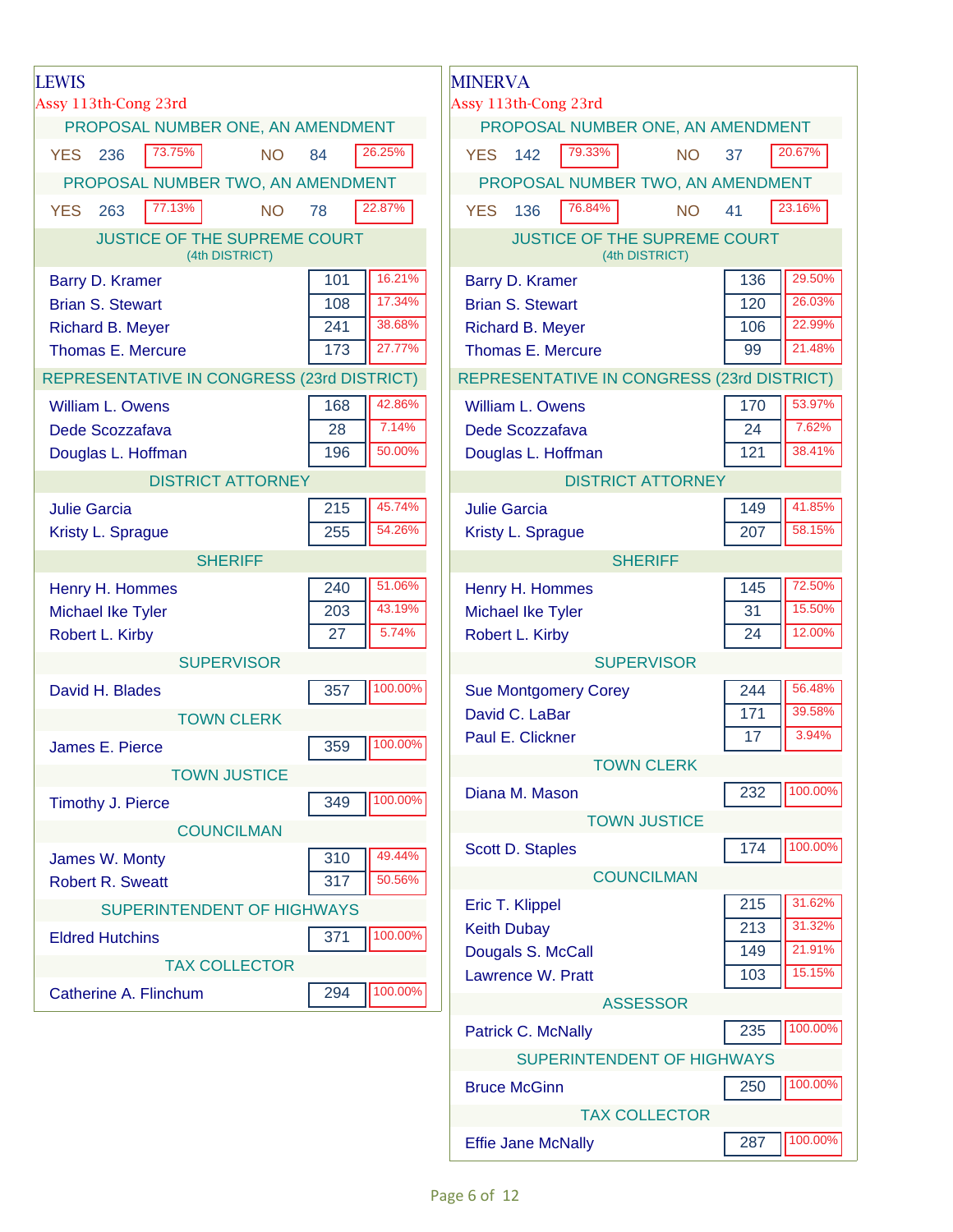## LEWIS

Assy 113th-Cong 23rd

### PROPOSAL NUMBER ONE, AN AMENDMENT

| | Votes | % |
|---|---|---|
| YES | 236 | 73.75% |
| NO | 84 | 26.25% |

### PROPOSAL NUMBER TWO, AN AMENDMENT

| | Votes | % |
|---|---|---|
| YES | 263 | 77.13% |
| NO | 78 | 22.87% |

### JUSTICE OF THE SUPREME COURT (4th DISTRICT)

| Candidate | Votes | % |
|---|---|---|
| Barry D. Kramer | 101 | 16.21% |
| Brian S. Stewart | 108 | 17.34% |
| Richard B. Meyer | 241 | 38.68% |
| Thomas E. Mercure | 173 | 27.77% |

### REPRESENTATIVE IN CONGRESS (23rd DISTRICT)

| Candidate | Votes | % |
|---|---|---|
| William L. Owens | 168 | 42.86% |
| Dede Scozzafava | 28 | 7.14% |
| Douglas L. Hoffman | 196 | 50.00% |

### DISTRICT ATTORNEY

| Candidate | Votes | % |
|---|---|---|
| Julie Garcia | 215 | 45.74% |
| Kristy L. Sprague | 255 | 54.26% |

### SHERIFF

| Candidate | Votes | % |
|---|---|---|
| Henry H. Hommes | 240 | 51.06% |
| Michael Ike Tyler | 203 | 43.19% |
| Robert L. Kirby | 27 | 5.74% |

### SUPERVISOR

| Candidate | Votes | % |
|---|---|---|
| David H. Blades | 357 | 100.00% |

### TOWN CLERK

| Candidate | Votes | % |
|---|---|---|
| James E. Pierce | 359 | 100.00% |

### TOWN JUSTICE

| Candidate | Votes | % |
|---|---|---|
| Timothy J. Pierce | 349 | 100.00% |

### COUNCILMAN

| Candidate | Votes | % |
|---|---|---|
| James W. Monty | 310 | 49.44% |
| Robert R. Sweatt | 317 | 50.56% |

### SUPERINTENDENT OF HIGHWAYS

| Candidate | Votes | % |
|---|---|---|
| Eldred Hutchins | 371 | 100.00% |

### TAX COLLECTOR

| Candidate | Votes | % |
|---|---|---|
| Catherine A. Flinchum | 294 | 100.00% |

## MINERVA

Assy 113th-Cong 23rd

### PROPOSAL NUMBER ONE, AN AMENDMENT

| | Votes | % |
|---|---|---|
| YES | 142 | 79.33% |
| NO | 37 | 20.67% |

### PROPOSAL NUMBER TWO, AN AMENDMENT

| | Votes | % |
|---|---|---|
| YES | 136 | 76.84% |
| NO | 41 | 23.16% |

### JUSTICE OF THE SUPREME COURT (4th DISTRICT)

| Candidate | Votes | % |
|---|---|---|
| Barry D. Kramer | 136 | 29.50% |
| Brian S. Stewart | 120 | 26.03% |
| Richard B. Meyer | 106 | 22.99% |
| Thomas E. Mercure | 99 | 21.48% |

### REPRESENTATIVE IN CONGRESS (23rd DISTRICT)

| Candidate | Votes | % |
|---|---|---|
| William L. Owens | 170 | 53.97% |
| Dede Scozzafava | 24 | 7.62% |
| Douglas L. Hoffman | 121 | 38.41% |

### DISTRICT ATTORNEY

| Candidate | Votes | % |
|---|---|---|
| Julie Garcia | 149 | 41.85% |
| Kristy L. Sprague | 207 | 58.15% |

### SHERIFF

| Candidate | Votes | % |
|---|---|---|
| Henry H. Hommes | 145 | 72.50% |
| Michael Ike Tyler | 31 | 15.50% |
| Robert L. Kirby | 24 | 12.00% |

### SUPERVISOR

| Candidate | Votes | % |
|---|---|---|
| Sue Montgomery Corey | 244 | 56.48% |
| David C. LaBar | 171 | 39.58% |
| Paul E. Clickner | 17 | 3.94% |

### TOWN CLERK

| Candidate | Votes | % |
|---|---|---|
| Diana M. Mason | 232 | 100.00% |

### TOWN JUSTICE

| Candidate | Votes | % |
|---|---|---|
| Scott D. Staples | 174 | 100.00% |

### COUNCILMAN

| Candidate | Votes | % |
|---|---|---|
| Eric T. Klippel | 215 | 31.62% |
| Keith Dubay | 213 | 31.32% |
| Dougals S. McCall | 149 | 21.91% |
| Lawrence W. Pratt | 103 | 15.15% |

### ASSESSOR

| Candidate | Votes | % |
|---|---|---|
| Patrick C. McNally | 235 | 100.00% |

### SUPERINTENDENT OF HIGHWAYS

| Candidate | Votes | % |
|---|---|---|
| Bruce McGinn | 250 | 100.00% |

### TAX COLLECTOR

| Candidate | Votes | % |
|---|---|---|
| Effie Jane McNally | 287 | 100.00% |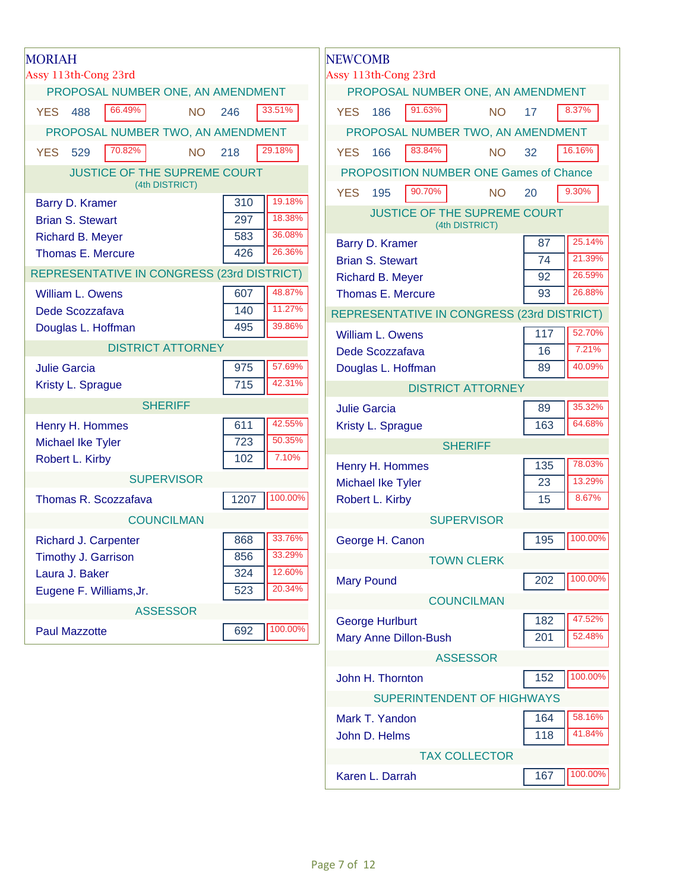## MORIAH

Assy 113th-Cong 23rd

### PROPOSAL NUMBER ONE, AN AMENDMENT

| | Votes | % |
|---|---|---|
| YES | 488 | 66.49% |
| NO | 246 | 33.51% |

### PROPOSAL NUMBER TWO, AN AMENDMENT

| | Votes | % |
|---|---|---|
| YES | 529 | 70.82% |
| NO | 218 | 29.18% |

### JUSTICE OF THE SUPREME COURT (4th DISTRICT)

| Candidate | Votes | % |
|---|---|---|
| Barry D. Kramer | 310 | 19.18% |
| Brian S. Stewart | 297 | 18.38% |
| Richard B. Meyer | 583 | 36.08% |
| Thomas E. Mercure | 426 | 26.36% |

### REPRESENTATIVE IN CONGRESS (23rd DISTRICT)

| Candidate | Votes | % |
|---|---|---|
| William L. Owens | 607 | 48.87% |
| Dede Scozzafava | 140 | 11.27% |
| Douglas L. Hoffman | 495 | 39.86% |

### DISTRICT ATTORNEY

| Candidate | Votes | % |
|---|---|---|
| Julie Garcia | 975 | 57.69% |
| Kristy L. Sprague | 715 | 42.31% |

### SHERIFF

| Candidate | Votes | % |
|---|---|---|
| Henry H. Hommes | 611 | 42.55% |
| Michael Ike Tyler | 723 | 50.35% |
| Robert L. Kirby | 102 | 7.10% |

### SUPERVISOR

| Candidate | Votes | % |
|---|---|---|
| Thomas R. Scozzafava | 1207 | 100.00% |

### COUNCILMAN

| Candidate | Votes | % |
|---|---|---|
| Richard J. Carpenter | 868 | 33.76% |
| Timothy J. Garrison | 856 | 33.29% |
| Laura J. Baker | 324 | 12.60% |
| Eugene F. Williams,Jr. | 523 | 20.34% |

### ASSESSOR

| Candidate | Votes | % |
|---|---|---|
| Paul Mazzotte | 692 | 100.00% |

## NEWCOMB

Assy 113th-Cong 23rd

### PROPOSAL NUMBER ONE, AN AMENDMENT

| | Votes | % |
|---|---|---|
| YES | 186 | 91.63% |
| NO | 17 | 8.37% |

### PROPOSAL NUMBER TWO, AN AMENDMENT

| | Votes | % |
|---|---|---|
| YES | 166 | 83.84% |
| NO | 32 | 16.16% |

### PROPOSITION NUMBER ONE Games of Chance

| | Votes | % |
|---|---|---|
| YES | 195 | 90.70% |
| NO | 20 | 9.30% |

### JUSTICE OF THE SUPREME COURT (4th DISTRICT)

| Candidate | Votes | % |
|---|---|---|
| Barry D. Kramer | 87 | 25.14% |
| Brian S. Stewart | 74 | 21.39% |
| Richard B. Meyer | 92 | 26.59% |
| Thomas E. Mercure | 93 | 26.88% |

### REPRESENTATIVE IN CONGRESS (23rd DISTRICT)

| Candidate | Votes | % |
|---|---|---|
| William L. Owens | 117 | 52.70% |
| Dede Scozzafava | 16 | 7.21% |
| Douglas L. Hoffman | 89 | 40.09% |

### DISTRICT ATTORNEY

| Candidate | Votes | % |
|---|---|---|
| Julie Garcia | 89 | 35.32% |
| Kristy L. Sprague | 163 | 64.68% |

### SHERIFF

| Candidate | Votes | % |
|---|---|---|
| Henry H. Hommes | 135 | 78.03% |
| Michael Ike Tyler | 23 | 13.29% |
| Robert L. Kirby | 15 | 8.67% |

### SUPERVISOR

| Candidate | Votes | % |
|---|---|---|
| George H. Canon | 195 | 100.00% |

### TOWN CLERK

| Candidate | Votes | % |
|---|---|---|
| Mary Pound | 202 | 100.00% |

### COUNCILMAN

| Candidate | Votes | % |
|---|---|---|
| George Hurlburt | 182 | 47.52% |
| Mary Anne Dillon-Bush | 201 | 52.48% |

### ASSESSOR

| Candidate | Votes | % |
|---|---|---|
| John H. Thornton | 152 | 100.00% |

### SUPERINTENDENT OF HIGHWAYS

| Candidate | Votes | % |
|---|---|---|
| Mark T. Yandon | 164 | 58.16% |
| John D. Helms | 118 | 41.84% |

### TAX COLLECTOR

| Candidate | Votes | % |
|---|---|---|
| Karen L. Darrah | 167 | 100.00% |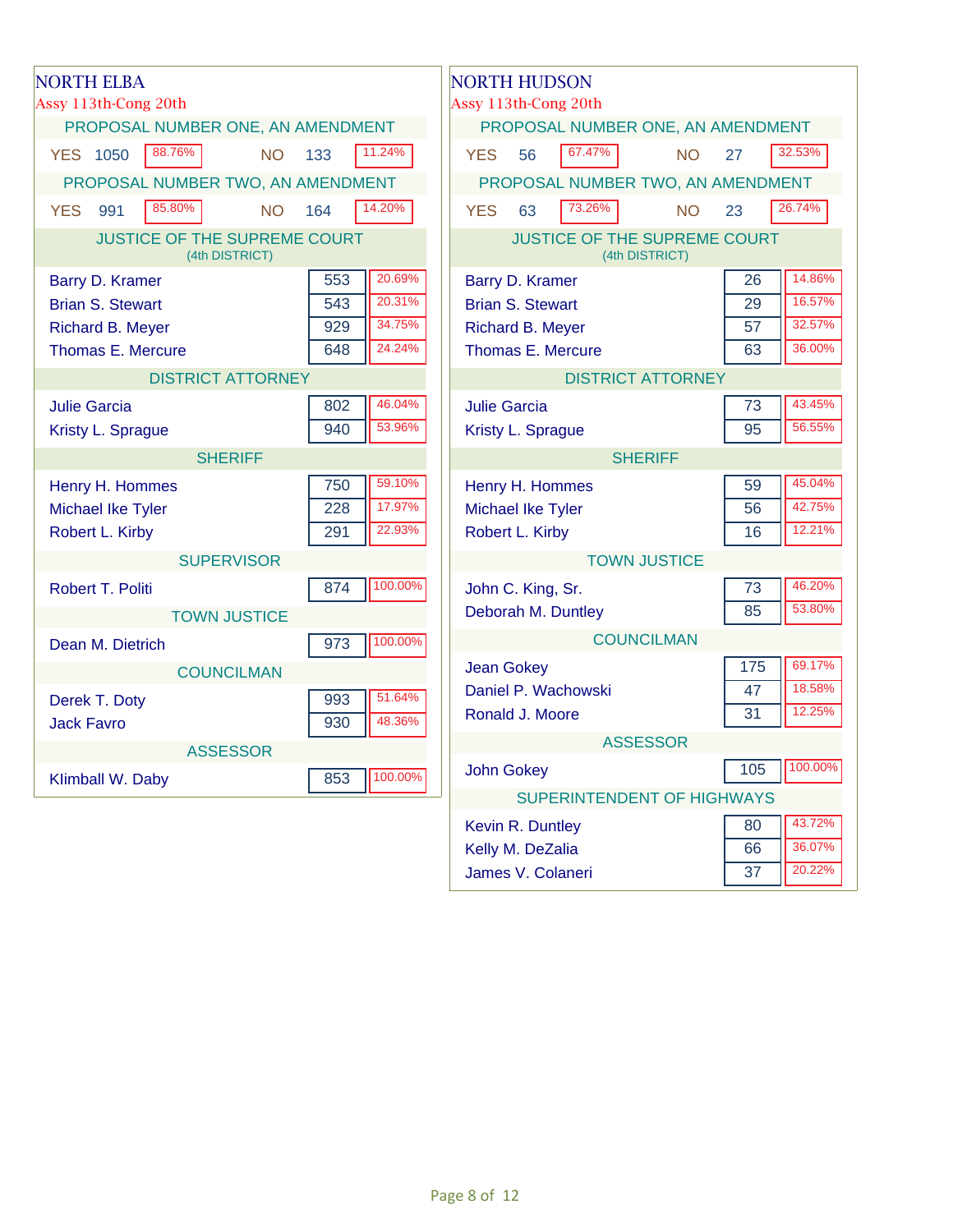## NORTH ELBA

Assy 113th-Cong 20th

### PROPOSAL NUMBER ONE, AN AMENDMENT

| | Votes | Percent |
|---|---|---|
| YES | 1050 | 88.76% |
| NO | 133 | 11.24% |

### PROPOSAL NUMBER TWO, AN AMENDMENT

| | Votes | Percent |
|---|---|---|
| YES | 991 | 85.80% |
| NO | 164 | 14.20% |

### JUSTICE OF THE SUPREME COURT (4th DISTRICT)

| Candidate | Votes | Percent |
|---|---|---|
| Barry D. Kramer | 553 | 20.69% |
| Brian S. Stewart | 543 | 20.31% |
| Richard B. Meyer | 929 | 34.75% |
| Thomas E. Mercure | 648 | 24.24% |

### DISTRICT ATTORNEY

| Candidate | Votes | Percent |
|---|---|---|
| Julie Garcia | 802 | 46.04% |
| Kristy L. Sprague | 940 | 53.96% |

### SHERIFF

| Candidate | Votes | Percent |
|---|---|---|
| Henry H. Hommes | 750 | 59.10% |
| Michael Ike Tyler | 228 | 17.97% |
| Robert L. Kirby | 291 | 22.93% |

### SUPERVISOR

| Candidate | Votes | Percent |
|---|---|---|
| Robert T. Politi | 874 | 100.00% |

### TOWN JUSTICE

| Candidate | Votes | Percent |
|---|---|---|
| Dean M. Dietrich | 973 | 100.00% |

### COUNCILMAN

| Candidate | Votes | Percent |
|---|---|---|
| Derek T. Doty | 993 | 51.64% |
| Jack Favro | 930 | 48.36% |

### ASSESSOR

| Candidate | Votes | Percent |
|---|---|---|
| Klimball W. Daby | 853 | 100.00% |

## NORTH HUDSON

Assy 113th-Cong 20th

### PROPOSAL NUMBER ONE, AN AMENDMENT

| | Votes | Percent |
|---|---|---|
| YES | 56 | 67.47% |
| NO | 27 | 32.53% |

### PROPOSAL NUMBER TWO, AN AMENDMENT

| | Votes | Percent |
|---|---|---|
| YES | 63 | 73.26% |
| NO | 23 | 26.74% |

### JUSTICE OF THE SUPREME COURT (4th DISTRICT)

| Candidate | Votes | Percent |
|---|---|---|
| Barry D. Kramer | 26 | 14.86% |
| Brian S. Stewart | 29 | 16.57% |
| Richard B. Meyer | 57 | 32.57% |
| Thomas E. Mercure | 63 | 36.00% |

### DISTRICT ATTORNEY

| Candidate | Votes | Percent |
|---|---|---|
| Julie Garcia | 73 | 43.45% |
| Kristy L. Sprague | 95 | 56.55% |

### SHERIFF

| Candidate | Votes | Percent |
|---|---|---|
| Henry H. Hommes | 59 | 45.04% |
| Michael Ike Tyler | 56 | 42.75% |
| Robert L. Kirby | 16 | 12.21% |

### TOWN JUSTICE

| Candidate | Votes | Percent |
|---|---|---|
| John C. King, Sr. | 73 | 46.20% |
| Deborah M. Duntley | 85 | 53.80% |

### COUNCILMAN

| Candidate | Votes | Percent |
|---|---|---|
| Jean Gokey | 175 | 69.17% |
| Daniel P. Wachowski | 47 | 18.58% |
| Ronald J. Moore | 31 | 12.25% |

### ASSESSOR

| Candidate | Votes | Percent |
|---|---|---|
| John Gokey | 105 | 100.00% |

### SUPERINTENDENT OF HIGHWAYS

| Candidate | Votes | Percent |
|---|---|---|
| Kevin R. Duntley | 80 | 43.72% |
| Kelly M. DeZalia | 66 | 36.07% |
| James V. Colaneri | 37 | 20.22% |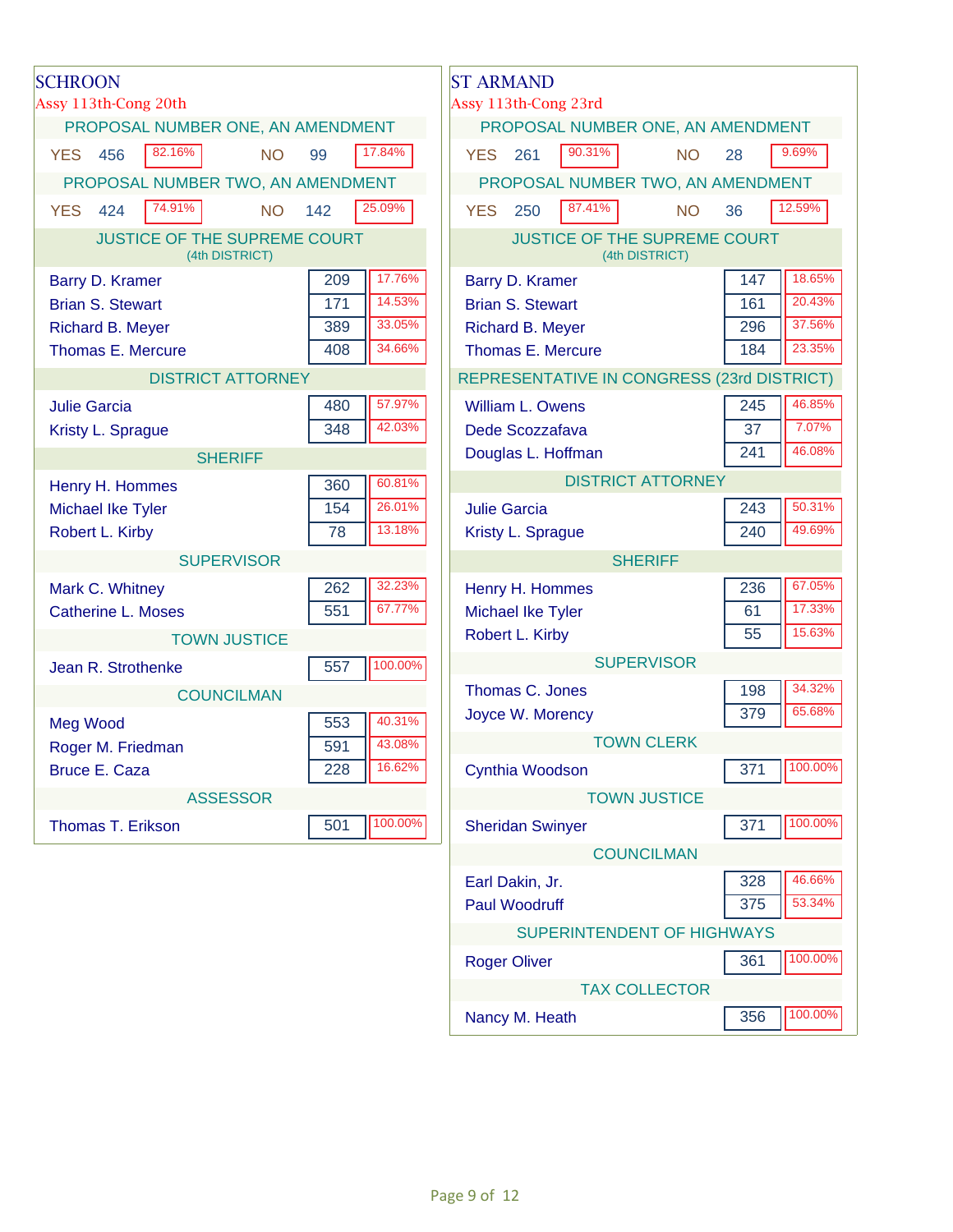## SCHROON

Assy 113th-Cong 20th

### PROPOSAL NUMBER ONE, AN AMENDMENT

| | Votes | % |
|---|---|---|
| YES | 456 | 82.16% |
| NO | 99 | 17.84% |

### PROPOSAL NUMBER TWO, AN AMENDMENT

| | Votes | % |
|---|---|---|
| YES | 424 | 74.91% |
| NO | 142 | 25.09% |

### JUSTICE OF THE SUPREME COURT (4th DISTRICT)

| Candidate | Votes | % |
|---|---|---|
| Barry D. Kramer | 209 | 17.76% |
| Brian S. Stewart | 171 | 14.53% |
| Richard B. Meyer | 389 | 33.05% |
| Thomas E. Mercure | 408 | 34.66% |

### DISTRICT ATTORNEY

| Candidate | Votes | % |
|---|---|---|
| Julie Garcia | 480 | 57.97% |
| Kristy L. Sprague | 348 | 42.03% |

### SHERIFF

| Candidate | Votes | % |
|---|---|---|
| Henry H. Hommes | 360 | 60.81% |
| Michael Ike Tyler | 154 | 26.01% |
| Robert L. Kirby | 78 | 13.18% |

### SUPERVISOR

| Candidate | Votes | % |
|---|---|---|
| Mark C. Whitney | 262 | 32.23% |
| Catherine L. Moses | 551 | 67.77% |

### TOWN JUSTICE

| Candidate | Votes | % |
|---|---|---|
| Jean R. Strothenke | 557 | 100.00% |

### COUNCILMAN

| Candidate | Votes | % |
|---|---|---|
| Meg Wood | 553 | 40.31% |
| Roger M. Friedman | 591 | 43.08% |
| Bruce E. Caza | 228 | 16.62% |

### ASSESSOR

| Candidate | Votes | % |
|---|---|---|
| Thomas T. Erikson | 501 | 100.00% |

## ST ARMAND

Assy 113th-Cong 23rd

### PROPOSAL NUMBER ONE, AN AMENDMENT

| | Votes | % |
|---|---|---|
| YES | 261 | 90.31% |
| NO | 28 | 9.69% |

### PROPOSAL NUMBER TWO, AN AMENDMENT

| | Votes | % |
|---|---|---|
| YES | 250 | 87.41% |
| NO | 36 | 12.59% |

### JUSTICE OF THE SUPREME COURT (4th DISTRICT)

| Candidate | Votes | % |
|---|---|---|
| Barry D. Kramer | 147 | 18.65% |
| Brian S. Stewart | 161 | 20.43% |
| Richard B. Meyer | 296 | 37.56% |
| Thomas E. Mercure | 184 | 23.35% |

### REPRESENTATIVE IN CONGRESS (23rd DISTRICT)

| Candidate | Votes | % |
|---|---|---|
| William L. Owens | 245 | 46.85% |
| Dede Scozzafava | 37 | 7.07% |
| Douglas L. Hoffman | 241 | 46.08% |

### DISTRICT ATTORNEY

| Candidate | Votes | % |
|---|---|---|
| Julie Garcia | 243 | 50.31% |
| Kristy L. Sprague | 240 | 49.69% |

### SHERIFF

| Candidate | Votes | % |
|---|---|---|
| Henry H. Hommes | 236 | 67.05% |
| Michael Ike Tyler | 61 | 17.33% |
| Robert L. Kirby | 55 | 15.63% |

### SUPERVISOR

| Candidate | Votes | % |
|---|---|---|
| Thomas C. Jones | 198 | 34.32% |
| Joyce W. Morency | 379 | 65.68% |

### TOWN CLERK

| Candidate | Votes | % |
|---|---|---|
| Cynthia Woodson | 371 | 100.00% |

### TOWN JUSTICE

| Candidate | Votes | % |
|---|---|---|
| Sheridan Swinyer | 371 | 100.00% |

### COUNCILMAN

| Candidate | Votes | % |
|---|---|---|
| Earl Dakin, Jr. | 328 | 46.66% |
| Paul Woodruff | 375 | 53.34% |

### SUPERINTENDENT OF HIGHWAYS

| Candidate | Votes | % |
|---|---|---|
| Roger Oliver | 361 | 100.00% |

### TAX COLLECTOR

| Candidate | Votes | % |
|---|---|---|
| Nancy M. Heath | 356 | 100.00% |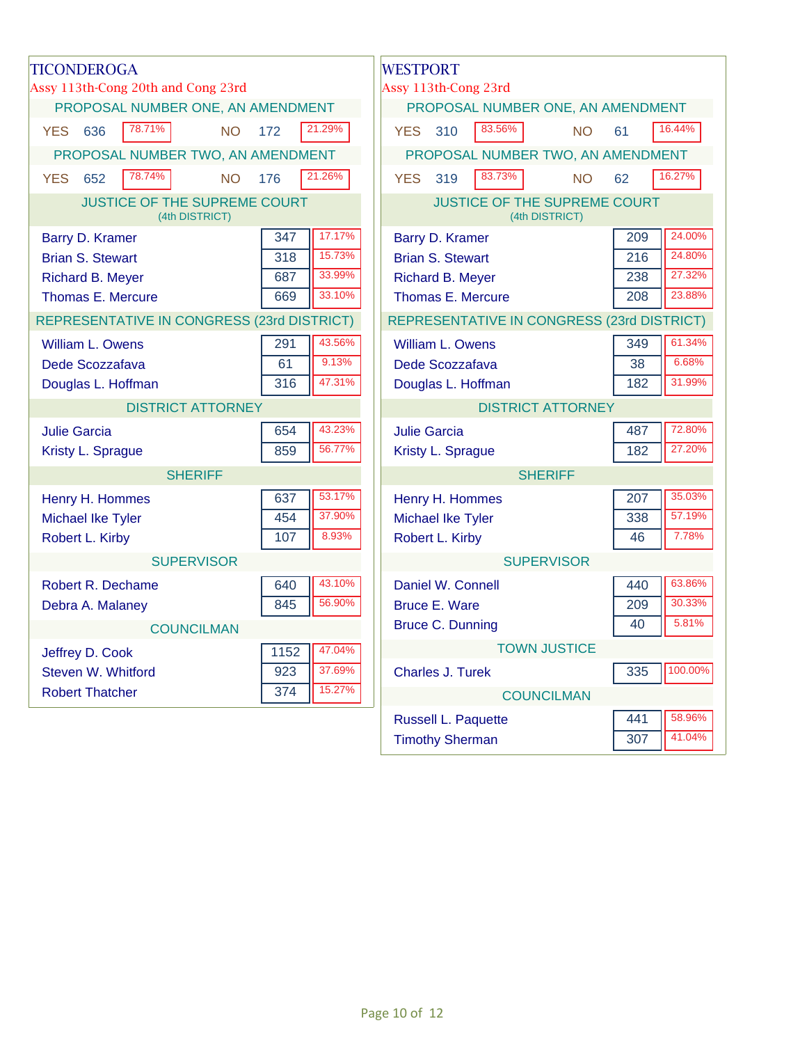## TICONDEROGA

Assy 113th-Cong 20th and Cong 23rd

### PROPOSAL NUMBER ONE, AN AMENDMENT

| | Votes | Percent |
|---|---|---|
| YES | 636 | 78.71% |
| NO | 172 | 21.29% |

### PROPOSAL NUMBER TWO, AN AMENDMENT

| | Votes | Percent |
|---|---|---|
| YES | 652 | 78.74% |
| NO | 176 | 21.26% |

### JUSTICE OF THE SUPREME COURT (4th DISTRICT)

| Candidate | Votes | Percent |
|---|---|---|
| Barry D. Kramer | 347 | 17.17% |
| Brian S. Stewart | 318 | 15.73% |
| Richard B. Meyer | 687 | 33.99% |
| Thomas E. Mercure | 669 | 33.10% |

### REPRESENTATIVE IN CONGRESS (23rd DISTRICT)

| Candidate | Votes | Percent |
|---|---|---|
| William L. Owens | 291 | 43.56% |
| Dede Scozzafava | 61 | 9.13% |
| Douglas L. Hoffman | 316 | 47.31% |

### DISTRICT ATTORNEY

| Candidate | Votes | Percent |
|---|---|---|
| Julie Garcia | 654 | 43.23% |
| Kristy L. Sprague | 859 | 56.77% |

### SHERIFF

| Candidate | Votes | Percent |
|---|---|---|
| Henry H. Hommes | 637 | 53.17% |
| Michael Ike Tyler | 454 | 37.90% |
| Robert L. Kirby | 107 | 8.93% |

### SUPERVISOR

| Candidate | Votes | Percent |
|---|---|---|
| Robert R. Dechame | 640 | 43.10% |
| Debra A. Malaney | 845 | 56.90% |

### COUNCILMAN

| Candidate | Votes | Percent |
|---|---|---|
| Jeffrey D. Cook | 1152 | 47.04% |
| Steven W. Whitford | 923 | 37.69% |
| Robert Thatcher | 374 | 15.27% |

## WESTPORT

Assy 113th-Cong 23rd

### PROPOSAL NUMBER ONE, AN AMENDMENT

| | Votes | Percent |
|---|---|---|
| YES | 310 | 83.56% |
| NO | 61 | 16.44% |

### PROPOSAL NUMBER TWO, AN AMENDMENT

| | Votes | Percent |
|---|---|---|
| YES | 319 | 83.73% |
| NO | 62 | 16.27% |

### JUSTICE OF THE SUPREME COURT (4th DISTRICT)

| Candidate | Votes | Percent |
|---|---|---|
| Barry D. Kramer | 209 | 24.00% |
| Brian S. Stewart | 216 | 24.80% |
| Richard B. Meyer | 238 | 27.32% |
| Thomas E. Mercure | 208 | 23.88% |

### REPRESENTATIVE IN CONGRESS (23rd DISTRICT)

| Candidate | Votes | Percent |
|---|---|---|
| William L. Owens | 349 | 61.34% |
| Dede Scozzafava | 38 | 6.68% |
| Douglas L. Hoffman | 182 | 31.99% |

### DISTRICT ATTORNEY

| Candidate | Votes | Percent |
|---|---|---|
| Julie Garcia | 487 | 72.80% |
| Kristy L. Sprague | 182 | 27.20% |

### SHERIFF

| Candidate | Votes | Percent |
|---|---|---|
| Henry H. Hommes | 207 | 35.03% |
| Michael Ike Tyler | 338 | 57.19% |
| Robert L. Kirby | 46 | 7.78% |

### SUPERVISOR

| Candidate | Votes | Percent |
|---|---|---|
| Daniel W. Connell | 440 | 63.86% |
| Bruce E. Ware | 209 | 30.33% |
| Bruce C. Dunning | 40 | 5.81% |

### TOWN JUSTICE

| Candidate | Votes | Percent |
|---|---|---|
| Charles J. Turek | 335 | 100.00% |

### COUNCILMAN

| Candidate | Votes | Percent |
|---|---|---|
| Russell L. Paquette | 441 | 58.96% |
| Timothy Sherman | 307 | 41.04% |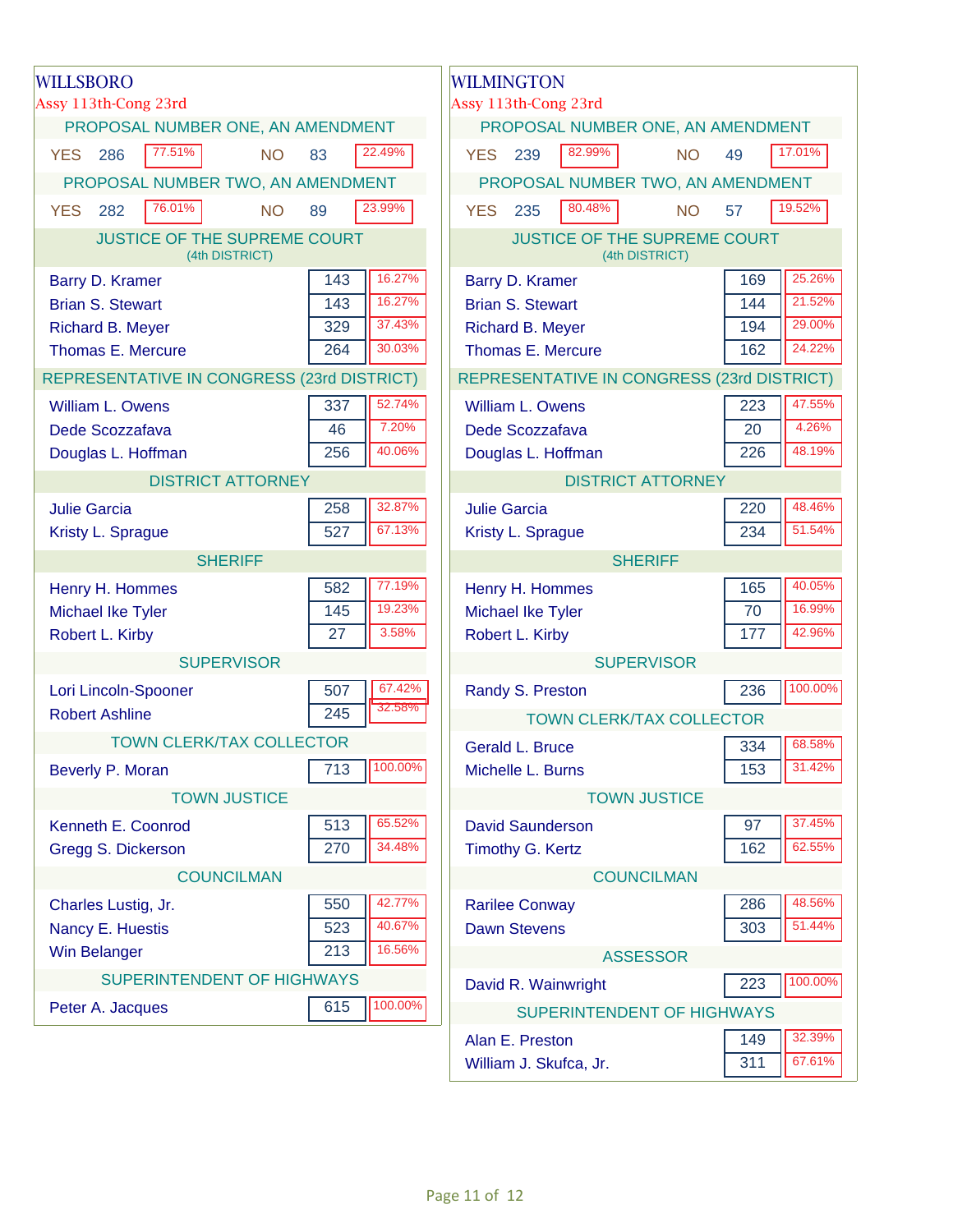## WILLSBORO

Assy 113th-Cong 23rd

### PROPOSAL NUMBER ONE, AN AMENDMENT

| | Votes | Percent |
|---|---|---|
| YES | 286 | 77.51% |
| NO | 83 | 22.49% |

### PROPOSAL NUMBER TWO, AN AMENDMENT

| | Votes | Percent |
|---|---|---|
| YES | 282 | 76.01% |
| NO | 89 | 23.99% |

### JUSTICE OF THE SUPREME COURT (4th DISTRICT)

| Candidate | Votes | Percent |
|---|---|---|
| Barry D. Kramer | 143 | 16.27% |
| Brian S. Stewart | 143 | 16.27% |
| Richard B. Meyer | 329 | 37.43% |
| Thomas E. Mercure | 264 | 30.03% |

### REPRESENTATIVE IN CONGRESS (23rd DISTRICT)

| Candidate | Votes | Percent |
|---|---|---|
| William L. Owens | 337 | 52.74% |
| Dede Scozzafava | 46 | 7.20% |
| Douglas L. Hoffman | 256 | 40.06% |

### DISTRICT ATTORNEY

| Candidate | Votes | Percent |
|---|---|---|
| Julie Garcia | 258 | 32.87% |
| Kristy L. Sprague | 527 | 67.13% |

### SHERIFF

| Candidate | Votes | Percent |
|---|---|---|
| Henry H. Hommes | 582 | 77.19% |
| Michael Ike Tyler | 145 | 19.23% |
| Robert L. Kirby | 27 | 3.58% |

### SUPERVISOR

| Candidate | Votes | Percent |
|---|---|---|
| Lori Lincoln-Spooner | 507 | 67.42% |
| Robert Ashline | 245 | 32.58% |

### TOWN CLERK/TAX COLLECTOR

| Candidate | Votes | Percent |
|---|---|---|
| Beverly P. Moran | 713 | 100.00% |

### TOWN JUSTICE

| Candidate | Votes | Percent |
|---|---|---|
| Kenneth E. Coonrod | 513 | 65.52% |
| Gregg S. Dickerson | 270 | 34.48% |

### COUNCILMAN

| Candidate | Votes | Percent |
|---|---|---|
| Charles Lustig, Jr. | 550 | 42.77% |
| Nancy E. Huestis | 523 | 40.67% |
| Win Belanger | 213 | 16.56% |

### SUPERINTENDENT OF HIGHWAYS

| Candidate | Votes | Percent |
|---|---|---|
| Peter A. Jacques | 615 | 100.00% |

## WILMINGTON

Assy 113th-Cong 23rd

### PROPOSAL NUMBER ONE, AN AMENDMENT

| | Votes | Percent |
|---|---|---|
| YES | 239 | 82.99% |
| NO | 49 | 17.01% |

### PROPOSAL NUMBER TWO, AN AMENDMENT

| | Votes | Percent |
|---|---|---|
| YES | 235 | 80.48% |
| NO | 57 | 19.52% |

### JUSTICE OF THE SUPREME COURT (4th DISTRICT)

| Candidate | Votes | Percent |
|---|---|---|
| Barry D. Kramer | 169 | 25.26% |
| Brian S. Stewart | 144 | 21.52% |
| Richard B. Meyer | 194 | 29.00% |
| Thomas E. Mercure | 162 | 24.22% |

### REPRESENTATIVE IN CONGRESS (23rd DISTRICT)

| Candidate | Votes | Percent |
|---|---|---|
| William L. Owens | 223 | 47.55% |
| Dede Scozzafava | 20 | 4.26% |
| Douglas L. Hoffman | 226 | 48.19% |

### DISTRICT ATTORNEY

| Candidate | Votes | Percent |
|---|---|---|
| Julie Garcia | 220 | 48.46% |
| Kristy L. Sprague | 234 | 51.54% |

### SHERIFF

| Candidate | Votes | Percent |
|---|---|---|
| Henry H. Hommes | 165 | 40.05% |
| Michael Ike Tyler | 70 | 16.99% |
| Robert L. Kirby | 177 | 42.96% |

### SUPERVISOR

| Candidate | Votes | Percent |
|---|---|---|
| Randy S. Preston | 236 | 100.00% |

### TOWN CLERK/TAX COLLECTOR

| Candidate | Votes | Percent |
|---|---|---|
| Gerald L. Bruce | 334 | 68.58% |
| Michelle L. Burns | 153 | 31.42% |

### TOWN JUSTICE

| Candidate | Votes | Percent |
|---|---|---|
| David Saunderson | 97 | 37.45% |
| Timothy G. Kertz | 162 | 62.55% |

### COUNCILMAN

| Candidate | Votes | Percent |
|---|---|---|
| Rarilee Conway | 286 | 48.56% |
| Dawn Stevens | 303 | 51.44% |

### ASSESSOR

| Candidate | Votes | Percent |
|---|---|---|
| David R. Wainwright | 223 | 100.00% |

### SUPERINTENDENT OF HIGHWAYS

| Candidate | Votes | Percent |
|---|---|---|
| Alan E. Preston | 149 | 32.39% |
| William J. Skufca, Jr. | 311 | 67.61% |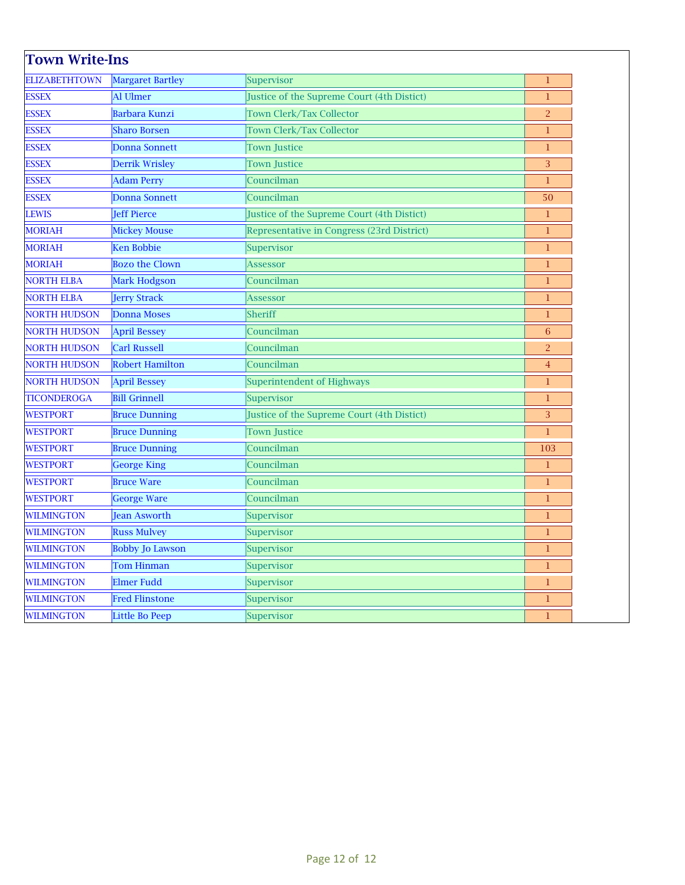## Town Write-Ins

| | | | |
|---|---|---|---|
| ELIZABETHTOWN | Margaret Bartley | Supervisor | 1 |
| ESSEX | Al Ulmer | Justice of the Supreme Court (4th Distict) | 1 |
| ESSEX | Barbara Kunzi | Town Clerk/Tax Collector | 2 |
| ESSEX | Sharo Borsen | Town Clerk/Tax Collector | 1 |
| ESSEX | Donna Sonnett | Town Justice | 1 |
| ESSEX | Derrik Wrisley | Town Justice | 3 |
| ESSEX | Adam Perry | Councilman | 1 |
| ESSEX | Donna Sonnett | Councilman | 50 |
| LEWIS | Jeff Pierce | Justice of the Supreme Court (4th Distict) | 1 |
| MORIAH | Mickey Mouse | Representative in Congress (23rd District) | 1 |
| MORIAH | Ken Bobbie | Supervisor | 1 |
| MORIAH | Bozo the Clown | Assessor | 1 |
| NORTH ELBA | Mark Hodgson | Councilman | 1 |
| NORTH ELBA | Jerry Strack | Assessor | 1 |
| NORTH HUDSON | Donna Moses | Sheriff | 1 |
| NORTH HUDSON | April Bessey | Councilman | 6 |
| NORTH HUDSON | Carl Russell | Councilman | 2 |
| NORTH HUDSON | Robert Hamilton | Councilman | 4 |
| NORTH HUDSON | April Bessey | Superintendent of Highways | 1 |
| TICONDEROGA | Bill Grinnell | Supervisor | 1 |
| WESTPORT | Bruce Dunning | Justice of the Supreme Court (4th Distict) | 3 |
| WESTPORT | Bruce Dunning | Town Justice | 1 |
| WESTPORT | Bruce Dunning | Councilman | 103 |
| WESTPORT | George King | Councilman | 1 |
| WESTPORT | Bruce Ware | Councilman | 1 |
| WESTPORT | George Ware | Councilman | 1 |
| WILMINGTON | Jean Asworth | Supervisor | 1 |
| WILMINGTON | Russ Mulvey | Supervisor | 1 |
| WILMINGTON | Bobby Jo Lawson | Supervisor | 1 |
| WILMINGTON | Tom Hinman | Supervisor | 1 |
| WILMINGTON | Elmer Fudd | Supervisor | 1 |
| WILMINGTON | Fred Flinstone | Supervisor | 1 |
| WILMINGTON | Little Bo Peep | Supervisor | 1 |